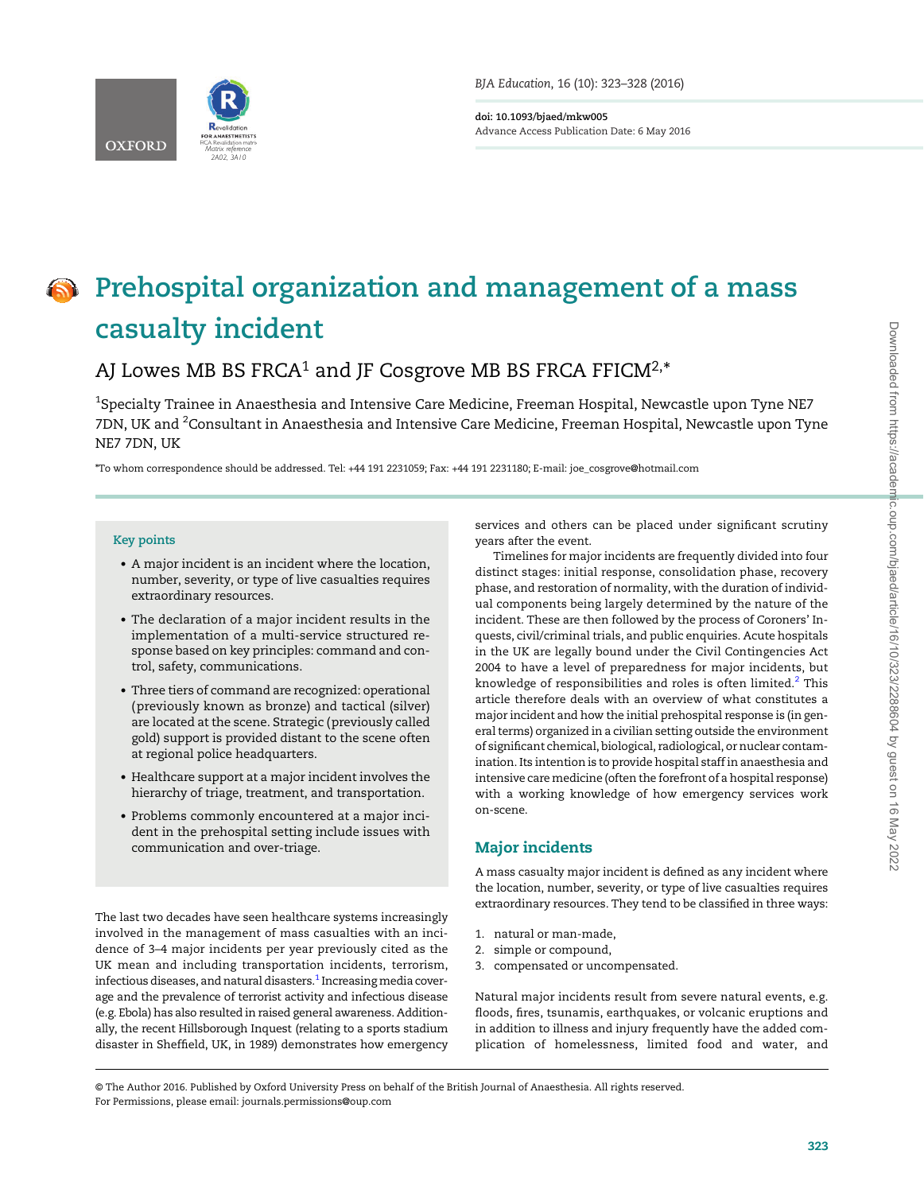# Prehospital organization and management of a mass casualty incident

AJ Lowes MB BS FRCA[1] and JF Cosgrove MB BS FRCA FFICM[2,*]

[1]Specialty Trainee in Anaesthesia and Intensive Care Medicine, Freeman Hospital, Newcastle upon Tyne NE7 7DN, UK and [2]Consultant in Anaesthesia and Intensive Care Medicine, Freeman Hospital, Newcastle upon Tyne NE7 7DN, UK

*To whom correspondence should be addressed. Tel: +44 191 2231059; Fax: +44 191 2231180; E-mail: joe_cosgrove@hotmail.com

## Key points

- A major incident is an incident where the location, number, severity, or type of live casualties requires extraordinary resources.
- The declaration of a major incident results in the implementation of a multi-service structured response based on key principles: command and control, safety, communications.
- Three tiers of command are recognized: operational (previously known as bronze) and tactical (silver) are located at the scene. Strategic (previously called gold) support is provided distant to the scene often at regional police headquarters.
- Healthcare support at a major incident involves the hierarchy of triage, treatment, and transportation.
- Problems commonly encountered at a major incident in the prehospital setting include issues with communication and over-triage.

The last two decades have seen healthcare systems increasingly involved in the management of mass casualties with an incidence of 3–4 major incidents per year previously cited as the UK mean and including transportation incidents, terrorism, infectious diseases, and natural disasters.[1] Increasing media coverage and the prevalence of terrorist activity and infectious disease (e.g. Ebola) has also resulted in raised general awareness. Additionally, the recent Hillsborough Inquest (relating to a sports stadium disaster in Sheffield, UK, in 1989) demonstrates how emergency services and others can be placed under significant scrutiny years after the event.

Timelines for major incidents are frequently divided into four distinct stages: initial response, consolidation phase, recovery phase, and restoration of normality, with the duration of individual components being largely determined by the nature of the incident. These are then followed by the process of Coroners' Inquests, civil/criminal trials, and public enquiries. Acute hospitals in the UK are legally bound under the Civil Contingencies Act 2004 to have a level of preparedness for major incidents, but knowledge of responsibilities and roles is often limited.[2] This article therefore deals with an overview of what constitutes a major incident and how the initial prehospital response is (in general terms) organized in a civilian setting outside the environment of significant chemical, biological, radiological, or nuclear contamination. Its intention is to provide hospital staff in anaesthesia and intensive care medicine (often the forefront of a hospital response) with a working knowledge of how emergency services work on-scene.

## Major incidents

A mass casualty major incident is defined as any incident where the location, number, severity, or type of live casualties requires extraordinary resources. They tend to be classified in three ways:

1. natural or man-made,
2. simple or compound,
3. compensated or uncompensated.

Natural major incidents result from severe natural events, e.g. floods, fires, tsunamis, earthquakes, or volcanic eruptions and in addition to illness and injury frequently have the added complication of homelessness, limited food and water, and

© The Author 2016. Published by Oxford University Press on behalf of the British Journal of Anaesthesia. All rights reserved. For Permissions, please email: journals.permissions@oup.com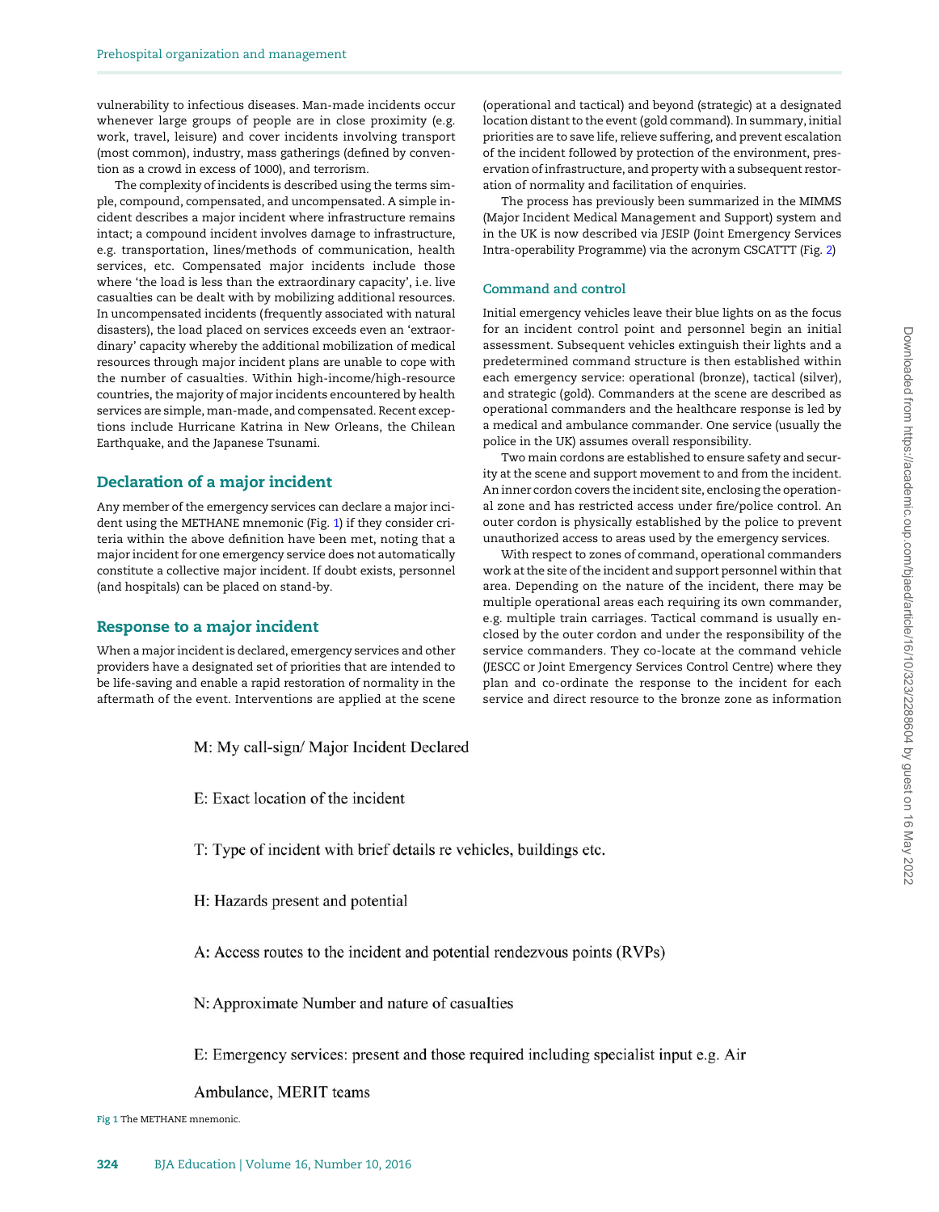vulnerability to infectious diseases. Man-made incidents occur whenever large groups of people are in close proximity (e.g. work, travel, leisure) and cover incidents involving transport (most common), industry, mass gatherings (defined by convention as a crowd in excess of 1000), and terrorism.

The complexity of incidents is described using the terms simple, compound, compensated, and uncompensated. A simple incident describes a major incident where infrastructure remains intact; a compound incident involves damage to infrastructure, e.g. transportation, lines/methods of communication, health services, etc. Compensated major incidents include those where 'the load is less than the extraordinary capacity', i.e. live casualties can be dealt with by mobilizing additional resources. In uncompensated incidents (frequently associated with natural disasters), the load placed on services exceeds even an 'extraordinary' capacity whereby the additional mobilization of medical resources through major incident plans are unable to cope with the number of casualties. Within high-income/high-resource countries, the majority of major incidents encountered by health services are simple, man-made, and compensated. Recent exceptions include Hurricane Katrina in New Orleans, the Chilean Earthquake, and the Japanese Tsunami.

## Declaration of a major incident

Any member of the emergency services can declare a major incident using the METHANE mnemonic (Fig. 1) if they consider criteria within the above definition have been met, noting that a major incident for one emergency service does not automatically constitute a collective major incident. If doubt exists, personnel (and hospitals) can be placed on stand-by.

## Response to a major incident

When a major incident is declared, emergency services and other providers have a designated set of priorities that are intended to be life-saving and enable a rapid restoration of normality in the aftermath of the event. Interventions are applied at the scene (operational and tactical) and beyond (strategic) at a designated location distant to the event (gold command). In summary, initial priorities are to save life, relieve suffering, and prevent escalation of the incident followed by protection of the environment, preservation of infrastructure, and property with a subsequent restoration of normality and facilitation of enquiries.

The process has previously been summarized in the MIMMS (Major Incident Medical Management and Support) system and in the UK is now described via JESIP (Joint Emergency Services Intra-operability Programme) via the acronym CSCATTT (Fig. 2)

### Command and control

Initial emergency vehicles leave their blue lights on as the focus for an incident control point and personnel begin an initial assessment. Subsequent vehicles extinguish their lights and a predetermined command structure is then established within each emergency service: operational (bronze), tactical (silver), and strategic (gold). Commanders at the scene are described as operational commanders and the healthcare response is led by a medical and ambulance commander. One service (usually the police in the UK) assumes overall responsibility.

Two main cordons are established to ensure safety and security at the scene and support movement to and from the incident. An inner cordon covers the incident site, enclosing the operational zone and has restricted access under fire/police control. An outer cordon is physically established by the police to prevent unauthorized access to areas used by the emergency services.

With respect to zones of command, operational commanders work at the site of the incident and support personnel within that area. Depending on the nature of the incident, there may be multiple operational areas each requiring its own commander, e.g. multiple train carriages. Tactical command is usually enclosed by the outer cordon and under the responsibility of the service commanders. They co-locate at the command vehicle (JESCC or Joint Emergency Services Control Centre) where they plan and co-ordinate the response to the incident for each service and direct resource to the bronze zone as information

M: My call-sign/ Major Incident Declared

E: Exact location of the incident

T: Type of incident with brief details re vehicles, buildings etc.

H: Hazards present and potential

A: Access routes to the incident and potential rendezvous points (RVPs)

N: Approximate Number and nature of casualties

E: Emergency services: present and those required including specialist input e.g. Air Ambulance, MERIT teams

Fig 1 The METHANE mnemonic.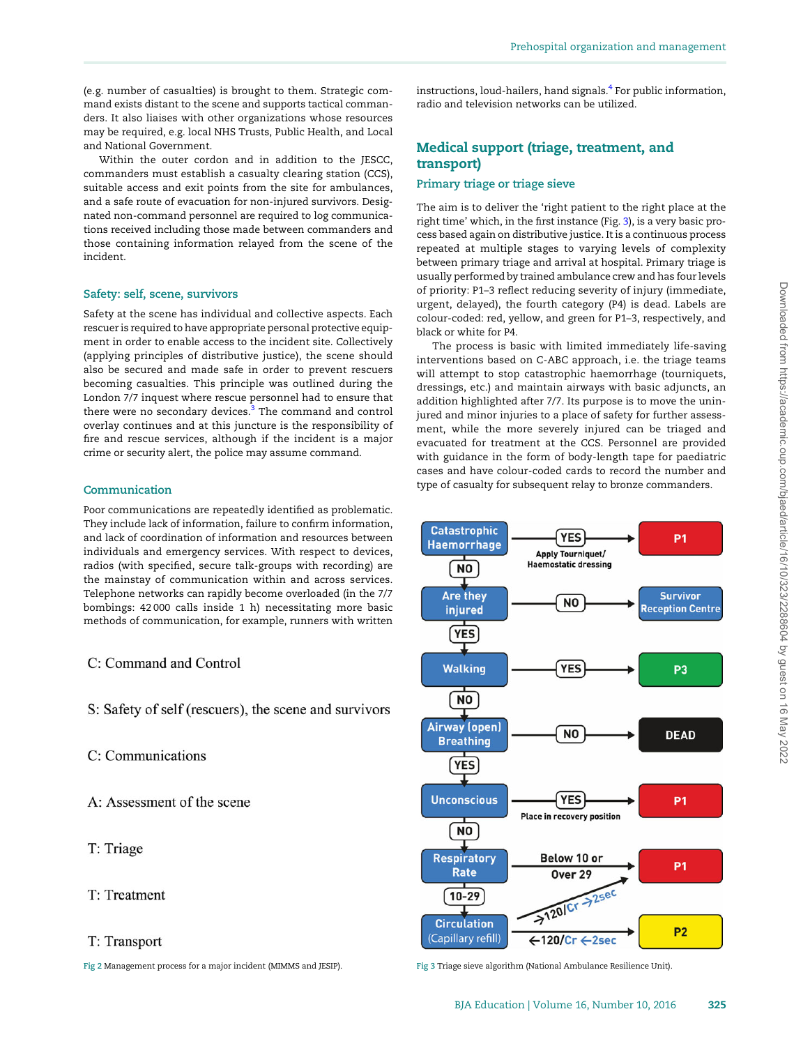(e.g. number of casualties) is brought to them. Strategic command exists distant to the scene and supports tactical commanders. It also liaises with other organizations whose resources may be required, e.g. local NHS Trusts, Public Health, and Local and National Government.

Within the outer cordon and in addition to the JESCC, commanders must establish a casualty clearing station (CCS), suitable access and exit points from the site for ambulances, and a safe route of evacuation for non-injured survivors. Designated non-command personnel are required to log communications received including those made between commanders and those containing information relayed from the scene of the incident.

### Safety: self, scene, survivors

Safety at the scene has individual and collective aspects. Each rescuer is required to have appropriate personal protective equipment in order to enable access to the incident site. Collectively (applying principles of distributive justice), the scene should also be secured and made safe in order to prevent rescuers becoming casualties. This principle was outlined during the London 7/7 inquest where rescue personnel had to ensure that there were no secondary devices.[3] The command and control overlay continues and at this juncture is the responsibility of fire and rescue services, although if the incident is a major crime or security alert, the police may assume command.

### Communication

Poor communications are repeatedly identified as problematic. They include lack of information, failure to confirm information, and lack of coordination of information and resources between individuals and emergency services. With respect to devices, radios (with specified, secure talk-groups with recording) are the mainstay of communication within and across services. Telephone networks can rapidly become overloaded (in the 7/7 bombings: 42 000 calls inside 1 h) necessitating more basic methods of communication, for example, runners with written instructions, loud-hailers, hand signals.[4] For public information, radio and television networks can be utilized.

C: Command and Control

S: Safety of self (rescuers), the scene and survivors

C: Communications

A: Assessment of the scene

T: Triage

T: Treatment

T: Transport

Fig 2 Management process for a major incident (MIMMS and JESIP).

## Medical support (triage, treatment, and transport)

### Primary triage or triage sieve

The aim is to deliver the 'right patient to the right place at the right time' which, in the first instance (Fig. 3), is a very basic process based again on distributive justice. It is a continuous process repeated at multiple stages to varying levels of complexity between primary triage and arrival at hospital. Primary triage is usually performed by trained ambulance crew and has four levels of priority: P1–3 reflect reducing severity of injury (immediate, urgent, delayed), the fourth category (P4) is dead. Labels are colour-coded: red, yellow, and green for P1–3, respectively, and black or white for P4.

The process is basic with limited immediately life-saving interventions based on C-ABC approach, i.e. the triage teams will attempt to stop catastrophic haemorrhage (tourniquets, dressings, etc.) and maintain airways with basic adjuncts, an addition highlighted after 7/7. Its purpose is to move the uninjured and minor injuries to a place of safety for further assessment, while the more severely injured can be triaged and evacuated for treatment at the CCS. Personnel are provided with guidance in the form of body-length tape for paediatric cases and have colour-coded cards to record the number and type of casualty for subsequent relay to bronze commanders.

- Catastrophic Haemorrhage — YES (Apply Tourniquet/Haemostatic dressing) → P1; NO ↓
- Are they injured — NO → Survivor Reception Centre; YES ↓
- Walking — YES → P3; NO ↓
- Airway (open) Breathing — NO → DEAD; YES ↓
- Unconscious — YES (Place in recovery position) → P1; NO ↓
- Respiratory Rate — Below 10 or Over 29 → P1; 10-29 ↓
- Circulation (Capillary refill) — →120/Cr →2sec → P1; ←120/Cr ←2sec → P2

Fig 3 Triage sieve algorithm (National Ambulance Resilience Unit).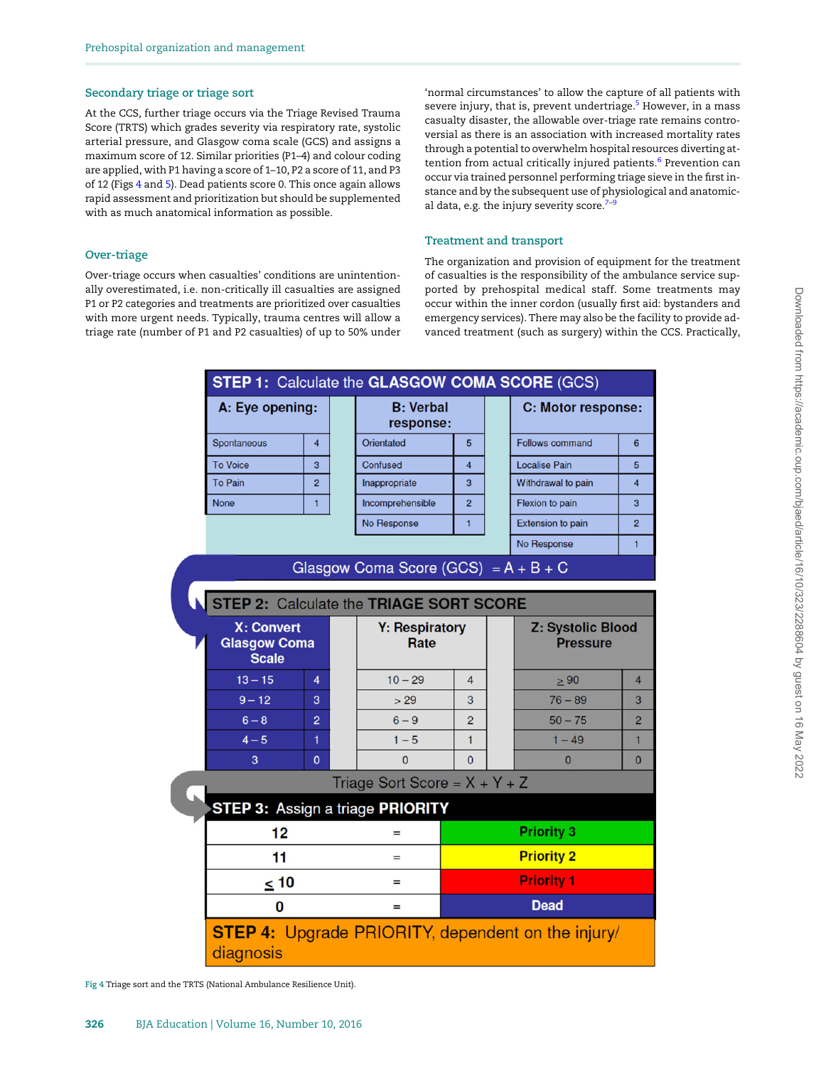## Secondary triage or triage sort

At the CCS, further triage occurs via the Triage Revised Trauma Score (TRTS) which grades severity via respiratory rate, systolic arterial pressure, and Glasgow coma scale (GCS) and assigns a maximum score of 12. Similar priorities (P1–4) and colour coding are applied, with P1 having a score of 1–10, P2 a score of 11, and P3 of 12 (Figs 4 and 5). Dead patients score 0. This once again allows rapid assessment and prioritization but should be supplemented with as much anatomical information as possible.

## Over-triage

Over-triage occurs when casualties' conditions are unintentionally overestimated, i.e. non-critically ill casualties are assigned P1 or P2 categories and treatments are prioritized over casualties with more urgent needs. Typically, trauma centres will allow a triage rate (number of P1 and P2 casualties) of up to 50% under 'normal circumstances' to allow the capture of all patients with severe injury, that is, prevent undertriage.[5] However, in a mass casualty disaster, the allowable over-triage rate remains controversial as there is an association with increased mortality rates through a potential to overwhelm hospital resources diverting attention from actual critically injured patients.[6] Prevention can occur via trained personnel performing triage sieve in the first instance and by the subsequent use of physiological and anatomical data, e.g. the injury severity score.[7–9]

## Treatment and transport

The organization and provision of equipment for the treatment of casualties is the responsibility of the ambulance service supported by prehospital medical staff. Some treatments may occur within the inner cordon (usually first aid: bystanders and emergency services). There may also be the facility to provide advanced treatment (such as surgery) within the CCS. Practically,

**STEP 1: Calculate the GLASGOW COMA SCORE (GCS)**

| A: Eye opening: | | B: Verbal response: | | C: Motor response: | |
|---|---|---|---|---|---|
| Spontaneous | 4 | Orientated | 5 | Follows command | 6 |
| To Voice | 3 | Confused | 4 | Localise Pain | 5 |
| To Pain | 2 | Inappropriate | 3 | Withdrawal to pain | 4 |
| None | 1 | Incomprehensible | 2 | Flexion to pain | 3 |
| | | No Response | 1 | Extension to pain | 2 |
| | | | | No Response | 1 |

Glasgow Coma Score (GCS) = A + B + C

**STEP 2: Calculate the TRIAGE SORT SCORE**

| X: Convert Glasgow Coma Scale | | Y: Respiratory Rate | | Z: Systolic Blood Pressure | |
|---|---|---|---|---|---|
| 13 – 15 | 4 | 10 – 29 | 4 | ≥ 90 | 4 |
| 9 – 12 | 3 | > 29 | 3 | 76 – 89 | 3 |
| 6 – 8 | 2 | 6 – 9 | 2 | 50 – 75 | 2 |
| 4 – 5 | 1 | 1 – 5 | 1 | 1 – 49 | 1 |
| 3 | 0 | 0 | 0 | 0 | 0 |

Triage Sort Score = X + Y + Z

**STEP 3: Assign a triage PRIORITY**

| Score | | Priority |
|---|---|---|
| 12 | = | Priority 3 |
| 11 | = | Priority 2 |
| ≤ 10 | = | Priority 1 |
| 0 | = | Dead |

**STEP 4: Upgrade PRIORITY, dependent on the injury/diagnosis**

Fig 4 Triage sort and the TRTS (National Ambulance Resilience Unit).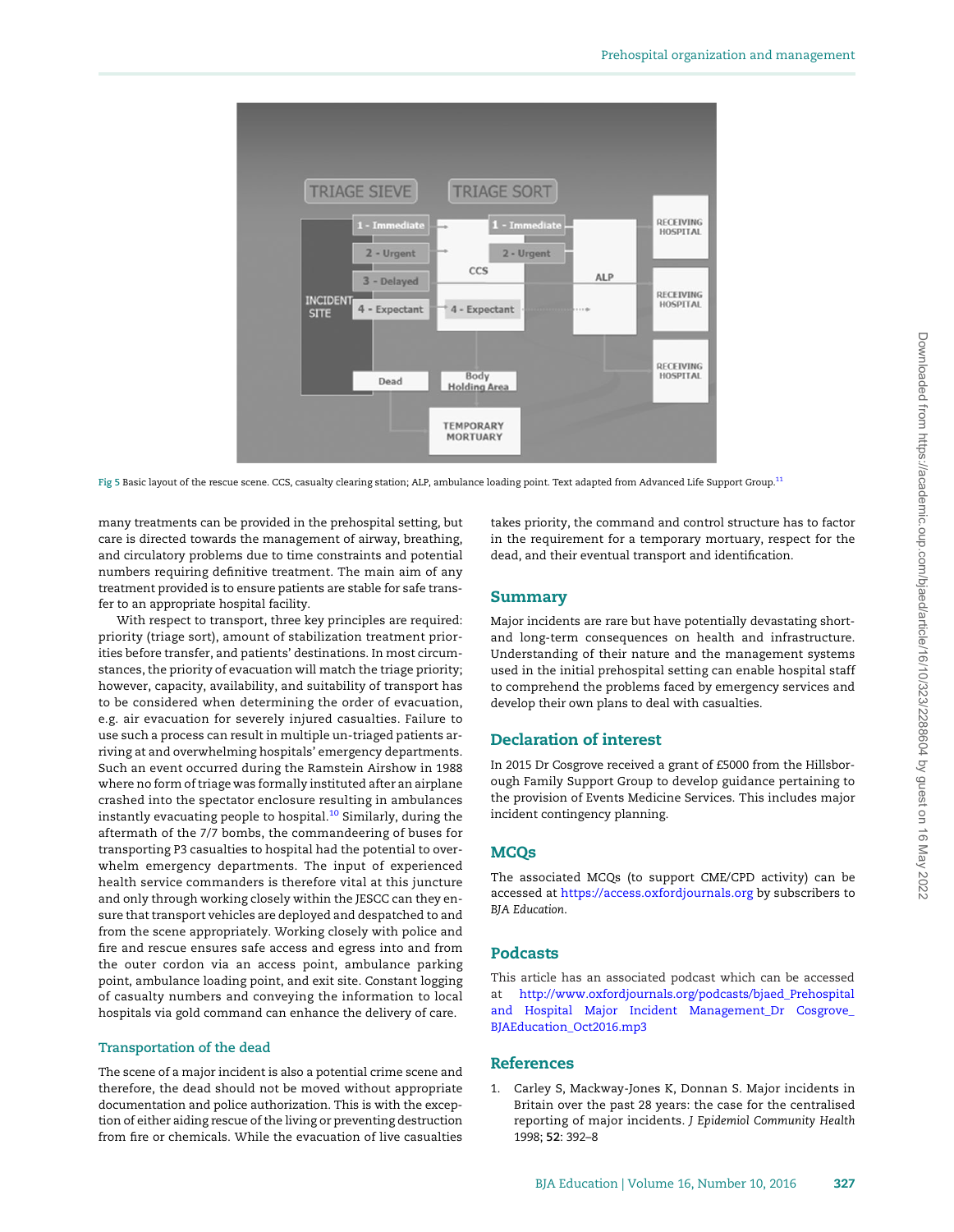Fig 5 Basic layout of the rescue scene. CCS, casualty clearing station; ALP, ambulance loading point. Text adapted from Advanced Life Support Group.[11]

many treatments can be provided in the prehospital setting, but care is directed towards the management of airway, breathing, and circulatory problems due to time constraints and potential numbers requiring definitive treatment. The main aim of any treatment provided is to ensure patients are stable for safe transfer to an appropriate hospital facility.

With respect to transport, three key principles are required: priority (triage sort), amount of stabilization treatment priorities before transfer, and patients' destinations. In most circumstances, the priority of evacuation will match the triage priority; however, capacity, availability, and suitability of transport has to be considered when determining the order of evacuation, e.g. air evacuation for severely injured casualties. Failure to use such a process can result in multiple un-triaged patients arriving at and overwhelming hospitals' emergency departments. Such an event occurred during the Ramstein Airshow in 1988 where no form of triage was formally instituted after an airplane crashed into the spectator enclosure resulting in ambulances instantly evacuating people to hospital.[10] Similarly, during the aftermath of the 7/7 bombs, the commandeering of buses for transporting P3 casualties to hospital had the potential to overwhelm emergency departments. The input of experienced health service commanders is therefore vital at this juncture and only through working closely within the JESCC can they ensure that transport vehicles are deployed and despatched to and from the scene appropriately. Working closely with police and fire and rescue ensures safe access and egress into and from the outer cordon via an access point, ambulance parking point, ambulance loading point, and exit site. Constant logging of casualty numbers and conveying the information to local hospitals via gold command can enhance the delivery of care.

### Transportation of the dead

The scene of a major incident is also a potential crime scene and therefore, the dead should not be moved without appropriate documentation and police authorization. This is with the exception of either aiding rescue of the living or preventing destruction from fire or chemicals. While the evacuation of live casualties takes priority, the command and control structure has to factor in the requirement for a temporary mortuary, respect for the dead, and their eventual transport and identification.

## Summary

Major incidents are rare but have potentially devastating short- and long-term consequences on health and infrastructure. Understanding of their nature and the management systems used in the initial prehospital setting can enable hospital staff to comprehend the problems faced by emergency services and develop their own plans to deal with casualties.

## Declaration of interest

In 2015 Dr Cosgrove received a grant of £5000 from the Hillsborough Family Support Group to develop guidance pertaining to the provision of Events Medicine Services. This includes major incident contingency planning.

## MCQs

The associated MCQs (to support CME/CPD activity) can be accessed at https://access.oxfordjournals.org by subscribers to *BJA Education*.

## Podcasts

This article has an associated podcast which can be accessed at http://www.oxfordjournals.org/podcasts/bjaed_Prehospital and Hospital Major Incident Management_Dr Cosgrove_BJAEducation_Oct2016.mp3

## References

1. Carley S, Mackway-Jones K, Donnan S. Major incidents in Britain over the past 28 years: the case for the centralised reporting of major incidents. *J Epidemiol Community Health* 1998; **52**: 392–8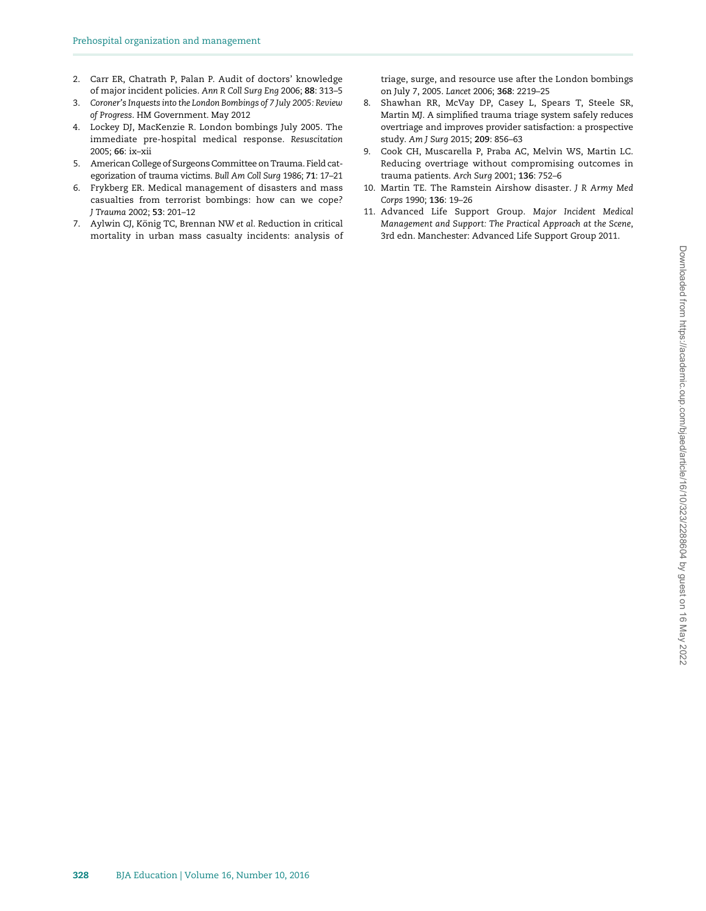2. Carr ER, Chatrath P, Palan P. Audit of doctors' knowledge of major incident policies. *Ann R Coll Surg Eng* 2006; **88**: 313–5
3. *Coroner's Inquests into the London Bombings of 7 July 2005: Review of Progress*. HM Government. May 2012
4. Lockey DJ, MacKenzie R. London bombings July 2005. The immediate pre-hospital medical response. *Resuscitation* 2005; **66**: ix–xii
5. American College of Surgeons Committee on Trauma. Field categorization of trauma victims. *Bull Am Coll Surg* 1986; **71**: 17–21
6. Frykberg ER. Medical management of disasters and mass casualties from terrorist bombings: how can we cope? *J Trauma* 2002; **53**: 201–12
7. Aylwin CJ, König TC, Brennan NW *et al*. Reduction in critical mortality in urban mass casualty incidents: analysis of triage, surge, and resource use after the London bombings on July 7, 2005. *Lancet* 2006; **368**: 2219–25
8. Shawhan RR, McVay DP, Casey L, Spears T, Steele SR, Martin MJ. A simplified trauma triage system safely reduces overtriage and improves provider satisfaction: a prospective study. *Am J Surg* 2015; **209**: 856–63
9. Cook CH, Muscarella P, Praba AC, Melvin WS, Martin LC. Reducing overtriage without compromising outcomes in trauma patients. *Arch Surg* 2001; **136**: 752–6
10. Martin TE. The Ramstein Airshow disaster. *J R Army Med Corps* 1990; **136**: 19–26
11. Advanced Life Support Group. *Major Incident Medical Management and Support: The Practical Approach at the Scene*, 3rd edn. Manchester: Advanced Life Support Group 2011.